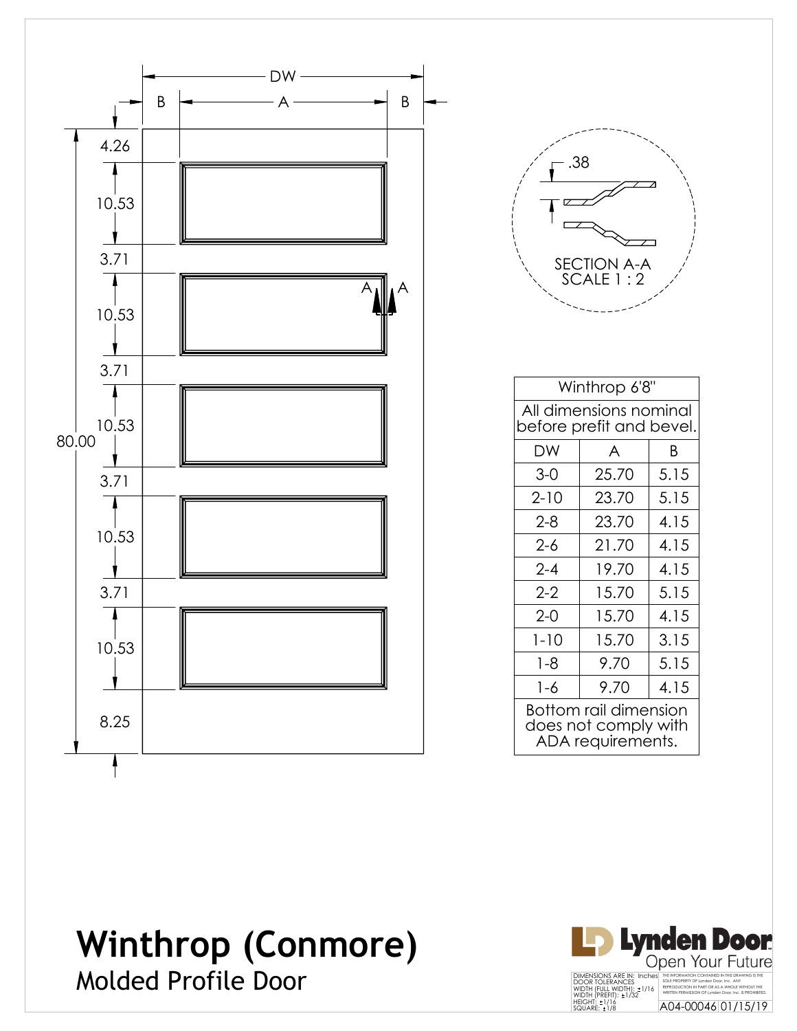# Winthrop (Conmore)

## Molded Profile Door

DW

B A B

4.26
10.53
3.71
10.53
3.71
10.53
3.71
10.53
3.71
10.53
8.25

80.00

A A

.38

SECTION A-A
SCALE 1 : 2

| Winthrop 6'8" | | |
|---|---|---|
| All dimensions nominal before prefit and bevel. | | |
| DW | A | B |
| 3-0 | 25.70 | 5.15 |
| 2-10 | 23.70 | 5.15 |
| 2-8 | 23.70 | 4.15 |
| 2-6 | 21.70 | 4.15 |
| 2-4 | 19.70 | 4.15 |
| 2-2 | 15.70 | 5.15 |
| 2-0 | 15.70 | 4.15 |
| 1-10 | 15.70 | 3.15 |
| 1-8 | 9.70 | 5.15 |
| 1-6 | 9.70 | 4.15 |
| Bottom rail dimension does not comply with ADA requirements. | | |

Lynden Door
Open Your Future

DIMENSIONS ARE IN: Inches
DOOR TOLERANCES
WIDTH (FULL WIDTH): ±1/16
WIDTH (PREFIT): ±1/32
HEIGHT: ±1/16
SQUARE: ±1/8

THE INFORMATION CONTAINED IN THIS DRAWING IS THE SOLE PROPERTY OF Lynden Door, Inc. ANY REPRODUCTION IN PART OR AS A WHOLE WITHOUT THE WRITTEN PERMISSION OF Lynden Door, Inc. IS PROHIBITED.

A04-00046 01/15/19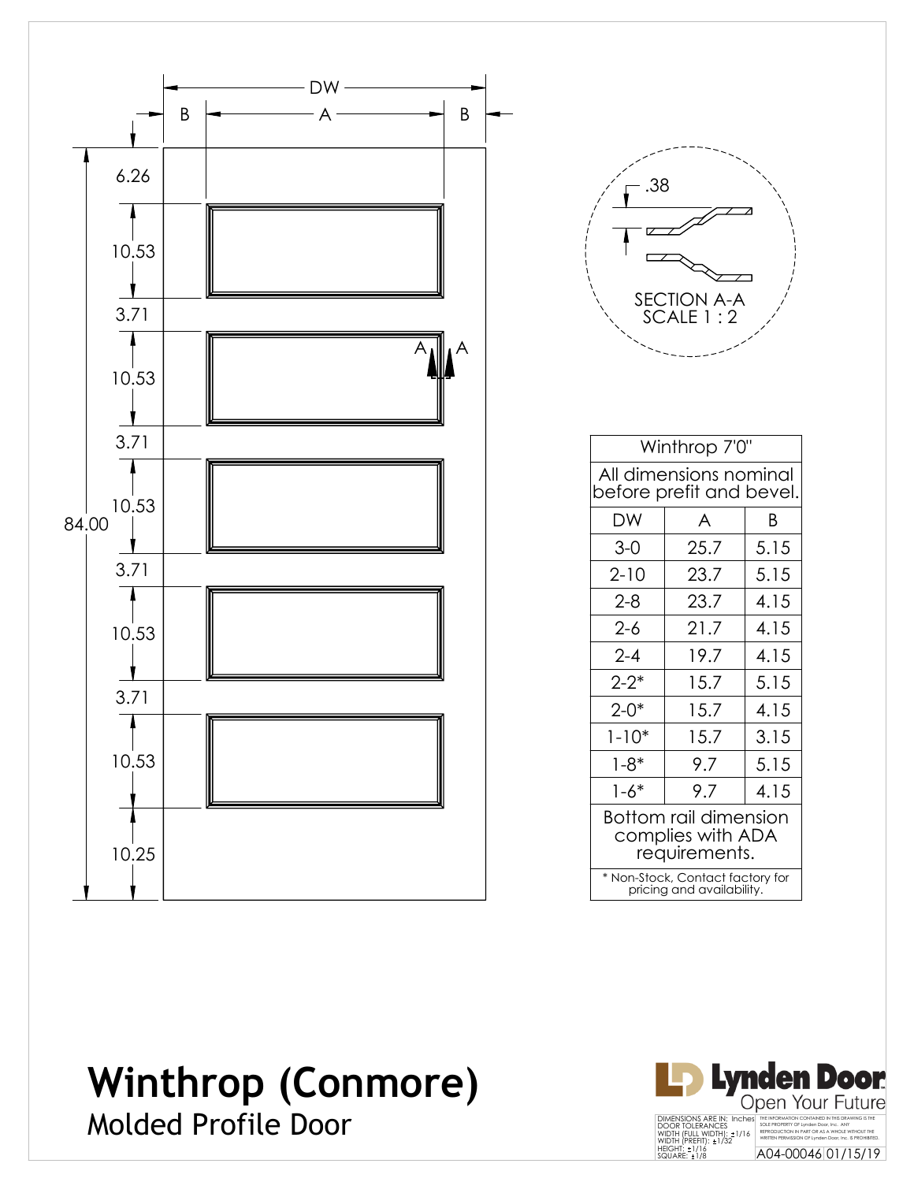DW

B A B

6.26

10.53

3.71

10.53

3.71

10.53

84.00

3.71

10.53

3.71

10.53

10.25

A A

.38

SECTION A-A
SCALE 1 : 2

| Winthrop 7'0" | | |
|---|---|---|
| All dimensions nominal before prefit and bevel. | | |
| DW | A | B |
| 3-0 | 25.7 | 5.15 |
| 2-10 | 23.7 | 5.15 |
| 2-8 | 23.7 | 4.15 |
| 2-6 | 21.7 | 4.15 |
| 2-4 | 19.7 | 4.15 |
| 2-2* | 15.7 | 5.15 |
| 2-0* | 15.7 | 4.15 |
| 1-10* | 15.7 | 3.15 |
| 1-8* | 9.7 | 5.15 |
| 1-6* | 9.7 | 4.15 |
| Bottom rail dimension complies with ADA requirements. | | |
| * Non-Stock, Contact factory for pricing and availability. | | |

# Winthrop (Conmore)

## Molded Profile Door

Lynden Door
Open Your Future

DIMENSIONS ARE IN: Inches
DOOR TOLERANCES
WIDTH (FULL WIDTH): ±1/16
WIDTH (PREFIT): ±1/32
HEIGHT: ±1/16
SQUARE: ±1/8

THE INFORMATION CONTAINED IN THIS DRAWING IS THE SOLE PROPERTY OF Lynden Door, Inc. ANY REPRODUCTION IN PART OR AS A WHOLE WITHOUT THE WRITTEN PERMISSION OF Lynden Door, Inc. IS PROHIBITED.

A04-00046 01/15/19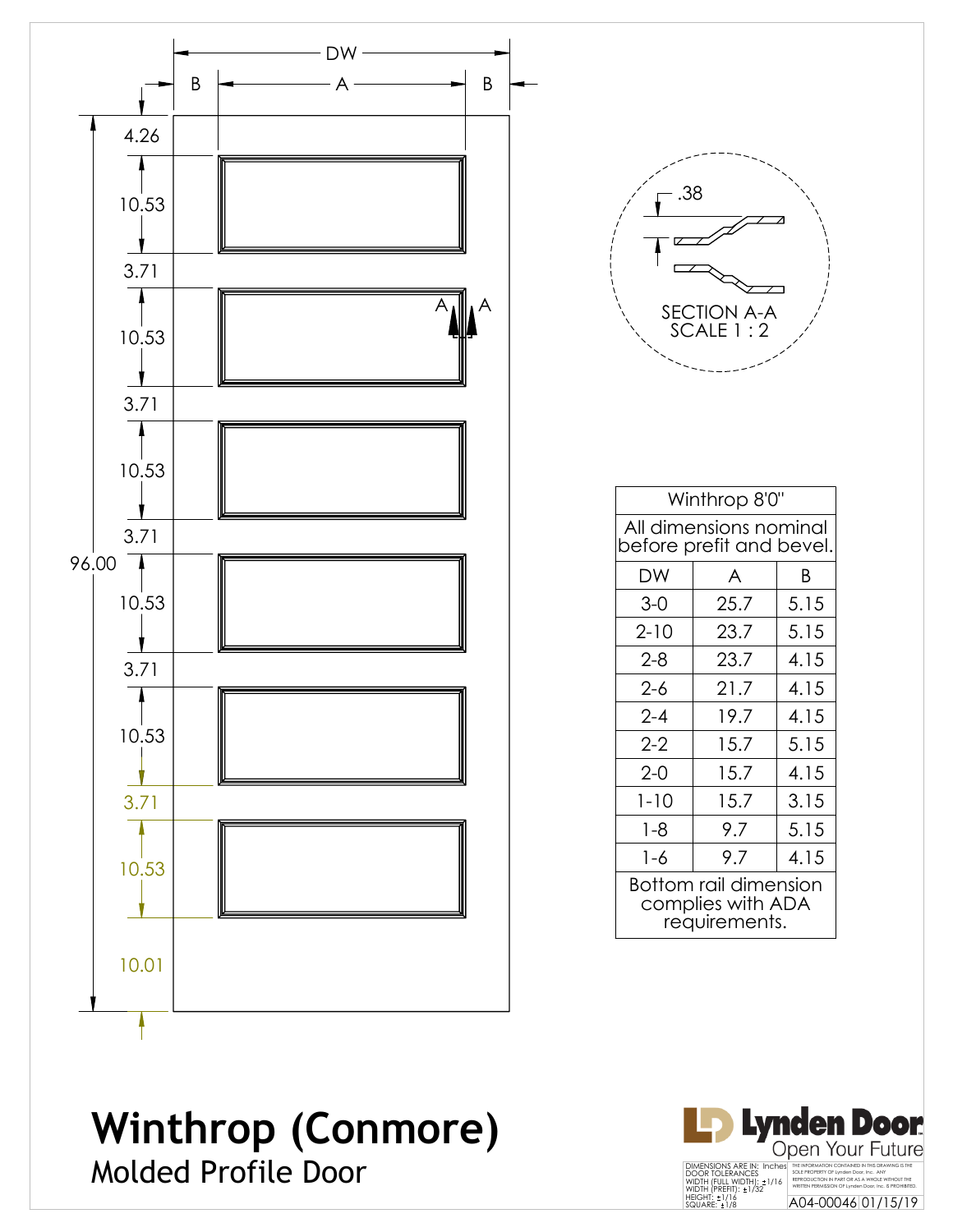DW

B A B

4.26

10.53

3.71

10.53

3.71

10.53

3.71

96.00

10.53

3.71

10.53

3.71

10.53

10.01

A A

.38

SECTION A-A
SCALE 1 : 2

| Winthrop 8'0" | | |
|---|---|---|
| All dimensions nominal before prefit and bevel. | | |
| DW | A | B |
| 3-0 | 25.7 | 5.15 |
| 2-10 | 23.7 | 5.15 |
| 2-8 | 23.7 | 4.15 |
| 2-6 | 21.7 | 4.15 |
| 2-4 | 19.7 | 4.15 |
| 2-2 | 15.7 | 5.15 |
| 2-0 | 15.7 | 4.15 |
| 1-10 | 15.7 | 3.15 |
| 1-8 | 9.7 | 5.15 |
| 1-6 | 9.7 | 4.15 |
| Bottom rail dimension complies with ADA requirements. | | |

# Winthrop (Conmore)

## Molded Profile Door

Lynden Door
Open Your Future

DIMENSIONS ARE IN: Inches
DOOR TOLERANCES
WIDTH (FULL WIDTH): ±1/16
WIDTH (PREFIT): ±1/32
HEIGHT: ±1/16
SQUARE: ±1/8

THE INFORMATION CONTAINED IN THIS DRAWING IS THE SOLE PROPERTY OF Lynden Door, Inc. ANY REPRODUCTION IN PART OR AS A WHOLE WITHOUT THE WRITTEN PERMISSION OF Lynden Door, Inc. IS PROHIBITED.

A04-00046 01/15/19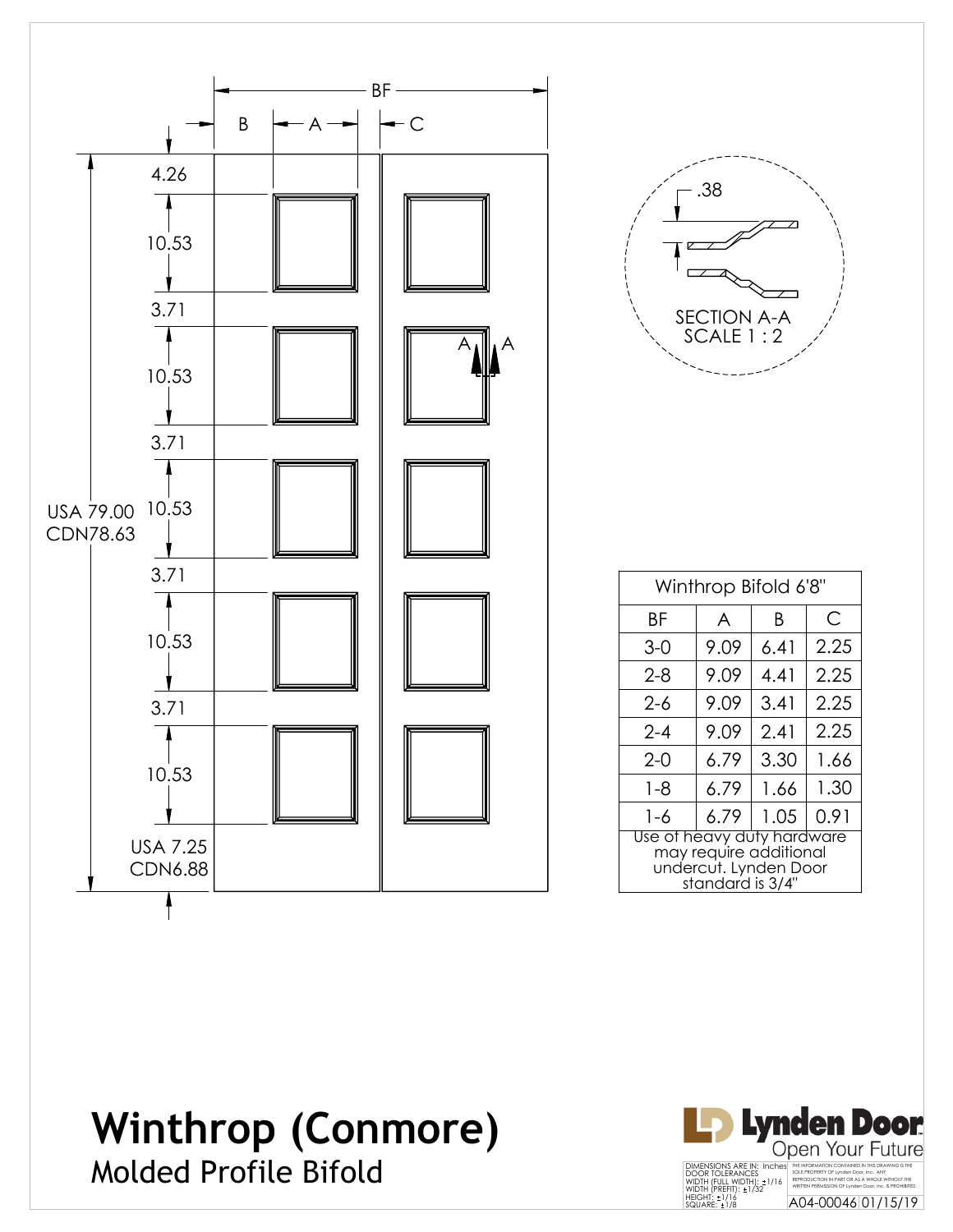BF

B A C

4.26

10.53

3.71

10.53

3.71

10.53

3.71

10.53

3.71

10.53

USA 79.00
CDN78.63

USA 7.25
CDN6.88

A A

.38

SECTION A-A
SCALE 1 : 2

| Winthrop Bifold 6'8" | | | |
|---|---|---|---|
| BF | A | B | C |
| 3-0 | 9.09 | 6.41 | 2.25 |
| 2-8 | 9.09 | 4.41 | 2.25 |
| 2-6 | 9.09 | 3.41 | 2.25 |
| 2-4 | 9.09 | 2.41 | 2.25 |
| 2-0 | 6.79 | 3.30 | 1.66 |
| 1-8 | 6.79 | 1.66 | 1.30 |
| 1-6 | 6.79 | 1.05 | 0.91 |
| Use of heavy duty hardware may require additional undercut. Lynden Door standard is 3/4" | | | |

# Winthrop (Conmore)

## Molded Profile Bifold

Lynden Door
Open Your Future

DIMENSIONS ARE IN: Inches
DOOR TOLERANCES
WIDTH (FULL WIDTH): ±1/16
WIDTH (PREFIT): ±1/32
HEIGHT: ±1/16
SQUARE: ±1/8

THE INFORMATION CONTAINED IN THIS DRAWING IS THE SOLE PROPERTY OF Lynden Door, Inc. ANY REPRODUCTION IN PART OR AS A WHOLE WITHOUT THE WRITTEN PERMISSION OF Lynden Door, Inc. IS PROHIBITED.

A04-00046 01/15/19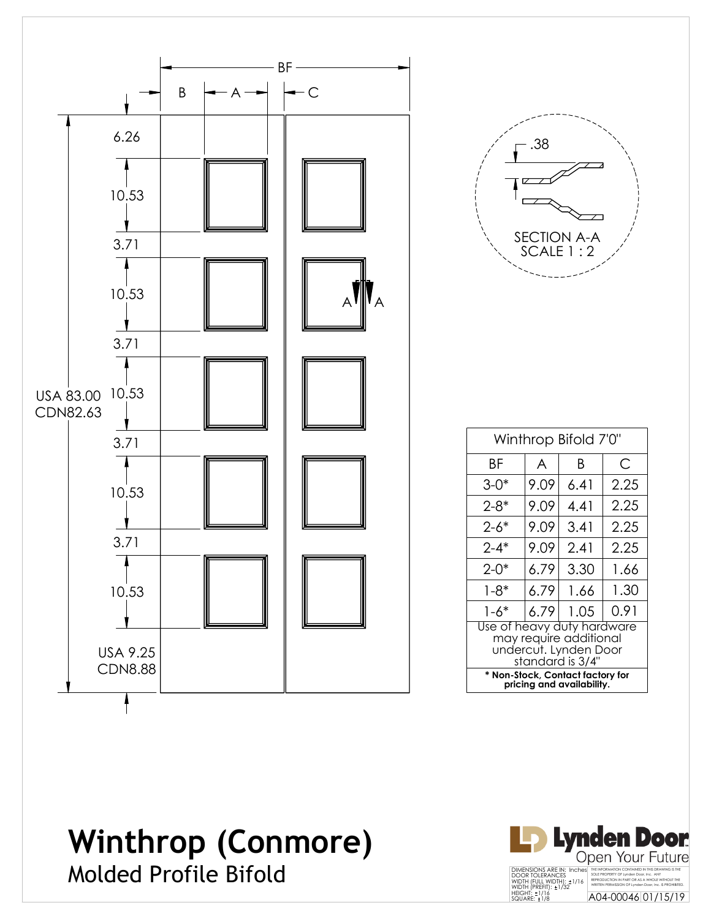BF

B A C

6.26

10.53

3.71

10.53

3.71

10.53

3.71

10.53

3.71

10.53

USA 83.00
CDN82.63

USA 9.25
CDN8.88

A A

.38

SECTION A-A
SCALE 1 : 2

| Winthrop Bifold 7'0" | | | |
|---|---|---|---|
| BF | A | B | C |
| 3-0* | 9.09 | 6.41 | 2.25 |
| 2-8* | 9.09 | 4.41 | 2.25 |
| 2-6* | 9.09 | 3.41 | 2.25 |
| 2-4* | 9.09 | 2.41 | 2.25 |
| 2-0* | 6.79 | 3.30 | 1.66 |
| 1-8* | 6.79 | 1.66 | 1.30 |
| 1-6* | 6.79 | 1.05 | 0.91 |
| Use of heavy duty hardware may require additional undercut. Lynden Door standard is 3/4" | | | |
| **\* Non-Stock, Contact factory for pricing and availability.** | | | |

# Winthrop (Conmore)

## Molded Profile Bifold

Lynden Door
Open Your Future

DIMENSIONS ARE IN: Inches
DOOR TOLERANCES
WIDTH (FULL WIDTH): ±1/16
WIDTH (PREFIT): ±1/32
HEIGHT: ±1/16
SQUARE: ±1/8

THE INFORMATION CONTAINED IN THIS DRAWING IS THE SOLE PROPERTY OF Lynden Door, Inc. ANY REPRODUCTION IN PART OR AS A WHOLE WITHOUT THE WRITTEN PERMISSION OF Lynden Door, Inc. IS PROHIBITED.

A04-00046 01/15/19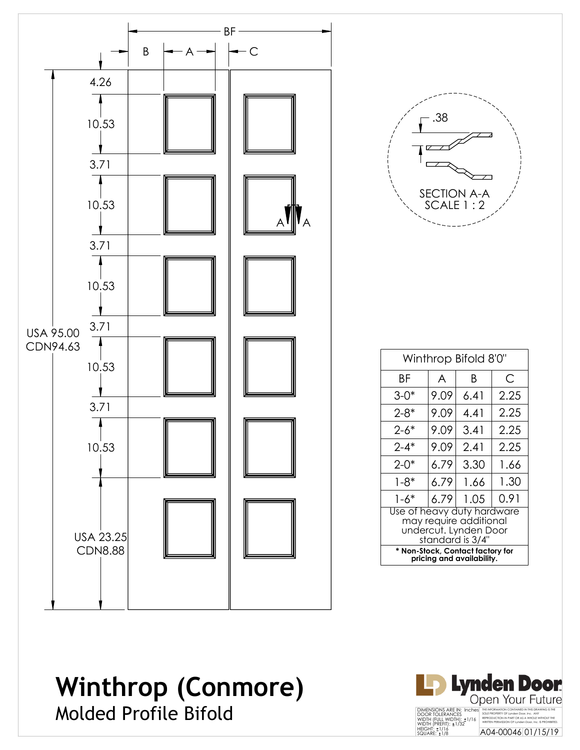BF

B

A

C

4.26

10.53

3.71

10.53

3.71

10.53

3.71

USA 95.00
CDN94.63

10.53

3.71

10.53

USA 23.25
CDN8.88

A A

.38

SECTION A-A
SCALE 1 : 2

| Winthrop Bifold 8'0" | | | |
|---|---|---|---|
| BF | A | B | C |
| 3-0* | 9.09 | 6.41 | 2.25 |
| 2-8* | 9.09 | 4.41 | 2.25 |
| 2-6* | 9.09 | 3.41 | 2.25 |
| 2-4* | 9.09 | 2.41 | 2.25 |
| 2-0* | 6.79 | 3.30 | 1.66 |
| 1-8* | 6.79 | 1.66 | 1.30 |
| 1-6* | 6.79 | 1.05 | 0.91 |
| Use of heavy duty hardware may require additional undercut. Lynden Door standard is 3/4" | | | |
| **\* Non-Stock, Contact factory for pricing and availability.** | | | |

# Winthrop (Conmore)

## Molded Profile Bifold

Lynden Door
Open Your Future

DIMENSIONS ARE IN: Inches
DOOR TOLERANCES
WIDTH (FULL WIDTH): ±1/16
WIDTH (PREFIT): ±1/32
HEIGHT: ±1/16
SQUARE: ±1/8

THE INFORMATION CONTAINED IN THIS DRAWING IS THE SOLE PROPERTY OF Lynden Door, Inc. ANY REPRODUCTION IN PART OR AS A WHOLE WITHOUT THE WRITTEN PERMISSION OF Lynden Door, Inc. IS PROHIBITED.

A04-00046 01/15/19